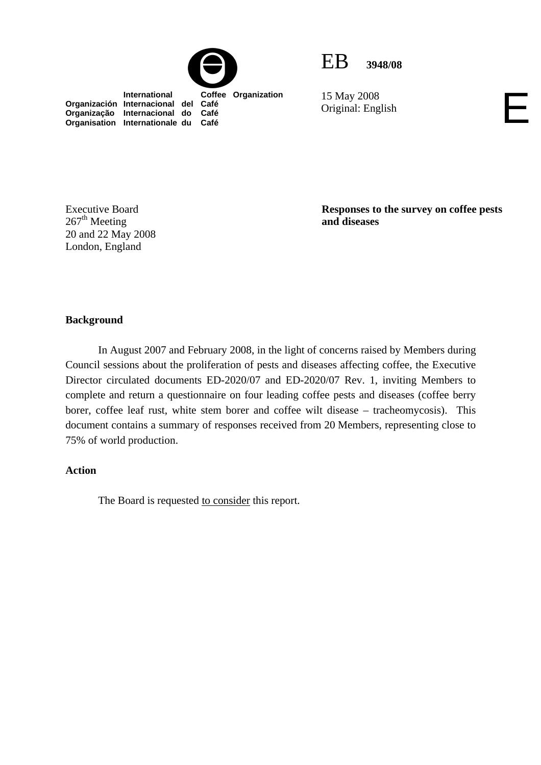International Coffee Organization
Organización Internacional del Café
Organização Internacional do Café
Organisation Internationale du Café

EB 3948/08

15 May 2008
Original: English

E

Executive Board
267th Meeting
20 and 22 May 2008
London, England

**Responses to the survey on coffee pests and diseases**

**Background**

In August 2007 and February 2008, in the light of concerns raised by Members during Council sessions about the proliferation of pests and diseases affecting coffee, the Executive Director circulated documents ED-2020/07 and ED-2020/07 Rev. 1, inviting Members to complete and return a questionnaire on four leading coffee pests and diseases (coffee berry borer, coffee leaf rust, white stem borer and coffee wilt disease – tracheomycosis). This document contains a summary of responses received from 20 Members, representing close to 75% of world production.

**Action**

The Board is requested to consider this report.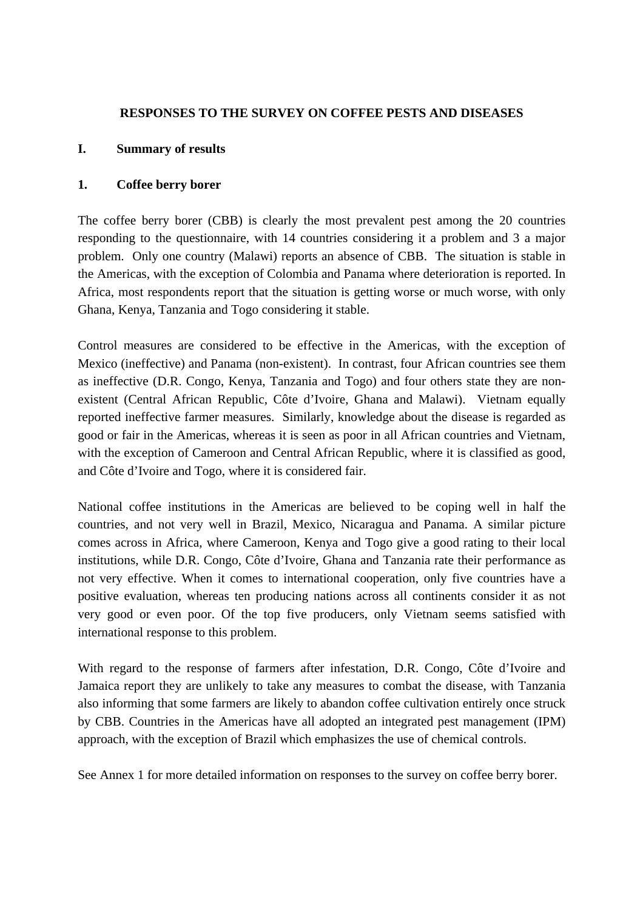# RESPONSES TO THE SURVEY ON COFFEE PESTS AND DISEASES

## I. Summary of results

### 1. Coffee berry borer

The coffee berry borer (CBB) is clearly the most prevalent pest among the 20 countries responding to the questionnaire, with 14 countries considering it a problem and 3 a major problem. Only one country (Malawi) reports an absence of CBB. The situation is stable in the Americas, with the exception of Colombia and Panama where deterioration is reported. In Africa, most respondents report that the situation is getting worse or much worse, with only Ghana, Kenya, Tanzania and Togo considering it stable.

Control measures are considered to be effective in the Americas, with the exception of Mexico (ineffective) and Panama (non-existent). In contrast, four African countries see them as ineffective (D.R. Congo, Kenya, Tanzania and Togo) and four others state they are non-existent (Central African Republic, Côte d'Ivoire, Ghana and Malawi). Vietnam equally reported ineffective farmer measures. Similarly, knowledge about the disease is regarded as good or fair in the Americas, whereas it is seen as poor in all African countries and Vietnam, with the exception of Cameroon and Central African Republic, where it is classified as good, and Côte d'Ivoire and Togo, where it is considered fair.

National coffee institutions in the Americas are believed to be coping well in half the countries, and not very well in Brazil, Mexico, Nicaragua and Panama. A similar picture comes across in Africa, where Cameroon, Kenya and Togo give a good rating to their local institutions, while D.R. Congo, Côte d'Ivoire, Ghana and Tanzania rate their performance as not very effective. When it comes to international cooperation, only five countries have a positive evaluation, whereas ten producing nations across all continents consider it as not very good or even poor. Of the top five producers, only Vietnam seems satisfied with international response to this problem.

With regard to the response of farmers after infestation, D.R. Congo, Côte d'Ivoire and Jamaica report they are unlikely to take any measures to combat the disease, with Tanzania also informing that some farmers are likely to abandon coffee cultivation entirely once struck by CBB. Countries in the Americas have all adopted an integrated pest management (IPM) approach, with the exception of Brazil which emphasizes the use of chemical controls.

See Annex 1 for more detailed information on responses to the survey on coffee berry borer.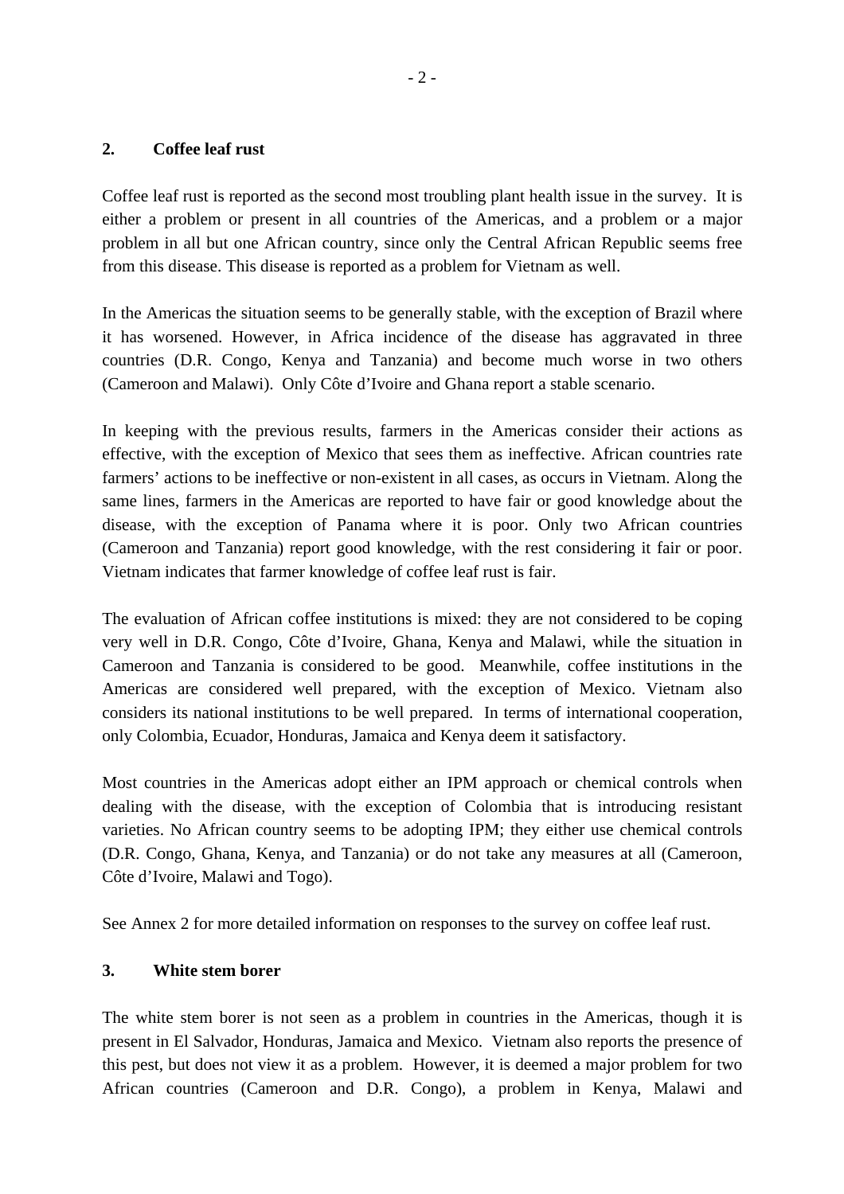## 2. Coffee leaf rust

Coffee leaf rust is reported as the second most troubling plant health issue in the survey. It is either a problem or present in all countries of the Americas, and a problem or a major problem in all but one African country, since only the Central African Republic seems free from this disease. This disease is reported as a problem for Vietnam as well.

In the Americas the situation seems to be generally stable, with the exception of Brazil where it has worsened. However, in Africa incidence of the disease has aggravated in three countries (D.R. Congo, Kenya and Tanzania) and become much worse in two others (Cameroon and Malawi). Only Côte d'Ivoire and Ghana report a stable scenario.

In keeping with the previous results, farmers in the Americas consider their actions as effective, with the exception of Mexico that sees them as ineffective. African countries rate farmers' actions to be ineffective or non-existent in all cases, as occurs in Vietnam. Along the same lines, farmers in the Americas are reported to have fair or good knowledge about the disease, with the exception of Panama where it is poor. Only two African countries (Cameroon and Tanzania) report good knowledge, with the rest considering it fair or poor. Vietnam indicates that farmer knowledge of coffee leaf rust is fair.

The evaluation of African coffee institutions is mixed: they are not considered to be coping very well in D.R. Congo, Côte d'Ivoire, Ghana, Kenya and Malawi, while the situation in Cameroon and Tanzania is considered to be good. Meanwhile, coffee institutions in the Americas are considered well prepared, with the exception of Mexico. Vietnam also considers its national institutions to be well prepared. In terms of international cooperation, only Colombia, Ecuador, Honduras, Jamaica and Kenya deem it satisfactory.

Most countries in the Americas adopt either an IPM approach or chemical controls when dealing with the disease, with the exception of Colombia that is introducing resistant varieties. No African country seems to be adopting IPM; they either use chemical controls (D.R. Congo, Ghana, Kenya, and Tanzania) or do not take any measures at all (Cameroon, Côte d'Ivoire, Malawi and Togo).

See Annex 2 for more detailed information on responses to the survey on coffee leaf rust.

## 3. White stem borer

The white stem borer is not seen as a problem in countries in the Americas, though it is present in El Salvador, Honduras, Jamaica and Mexico. Vietnam also reports the presence of this pest, but does not view it as a problem. However, it is deemed a major problem for two African countries (Cameroon and D.R. Congo), a problem in Kenya, Malawi and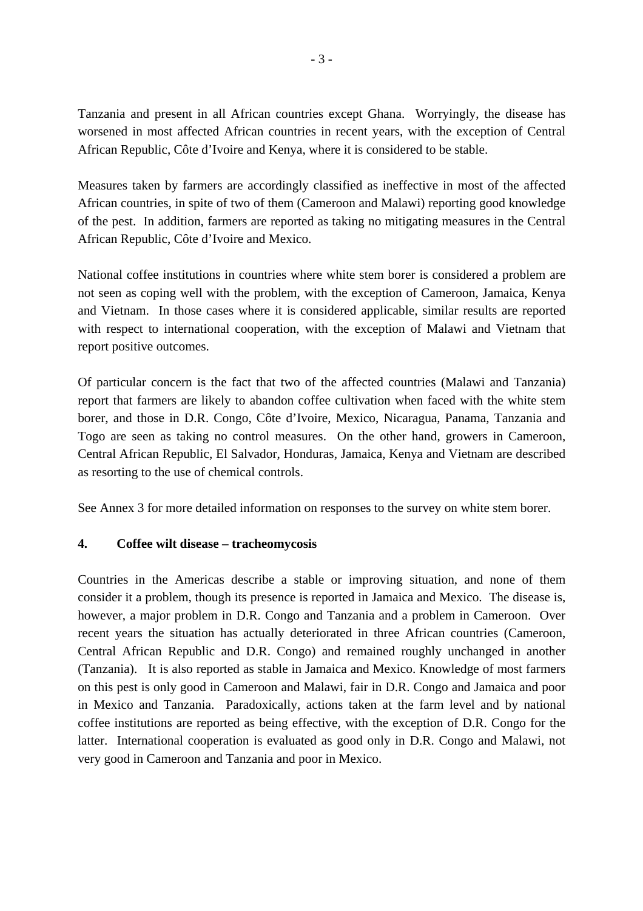Tanzania and present in all African countries except Ghana. Worryingly, the disease has worsened in most affected African countries in recent years, with the exception of Central African Republic, Côte d'Ivoire and Kenya, where it is considered to be stable.

Measures taken by farmers are accordingly classified as ineffective in most of the affected African countries, in spite of two of them (Cameroon and Malawi) reporting good knowledge of the pest. In addition, farmers are reported as taking no mitigating measures in the Central African Republic, Côte d'Ivoire and Mexico.

National coffee institutions in countries where white stem borer is considered a problem are not seen as coping well with the problem, with the exception of Cameroon, Jamaica, Kenya and Vietnam. In those cases where it is considered applicable, similar results are reported with respect to international cooperation, with the exception of Malawi and Vietnam that report positive outcomes.

Of particular concern is the fact that two of the affected countries (Malawi and Tanzania) report that farmers are likely to abandon coffee cultivation when faced with the white stem borer, and those in D.R. Congo, Côte d'Ivoire, Mexico, Nicaragua, Panama, Tanzania and Togo are seen as taking no control measures. On the other hand, growers in Cameroon, Central African Republic, El Salvador, Honduras, Jamaica, Kenya and Vietnam are described as resorting to the use of chemical controls.

See Annex 3 for more detailed information on responses to the survey on white stem borer.

## 4. Coffee wilt disease – tracheomycosis

Countries in the Americas describe a stable or improving situation, and none of them consider it a problem, though its presence is reported in Jamaica and Mexico. The disease is, however, a major problem in D.R. Congo and Tanzania and a problem in Cameroon. Over recent years the situation has actually deteriorated in three African countries (Cameroon, Central African Republic and D.R. Congo) and remained roughly unchanged in another (Tanzania). It is also reported as stable in Jamaica and Mexico. Knowledge of most farmers on this pest is only good in Cameroon and Malawi, fair in D.R. Congo and Jamaica and poor in Mexico and Tanzania. Paradoxically, actions taken at the farm level and by national coffee institutions are reported as being effective, with the exception of D.R. Congo for the latter. International cooperation is evaluated as good only in D.R. Congo and Malawi, not very good in Cameroon and Tanzania and poor in Mexico.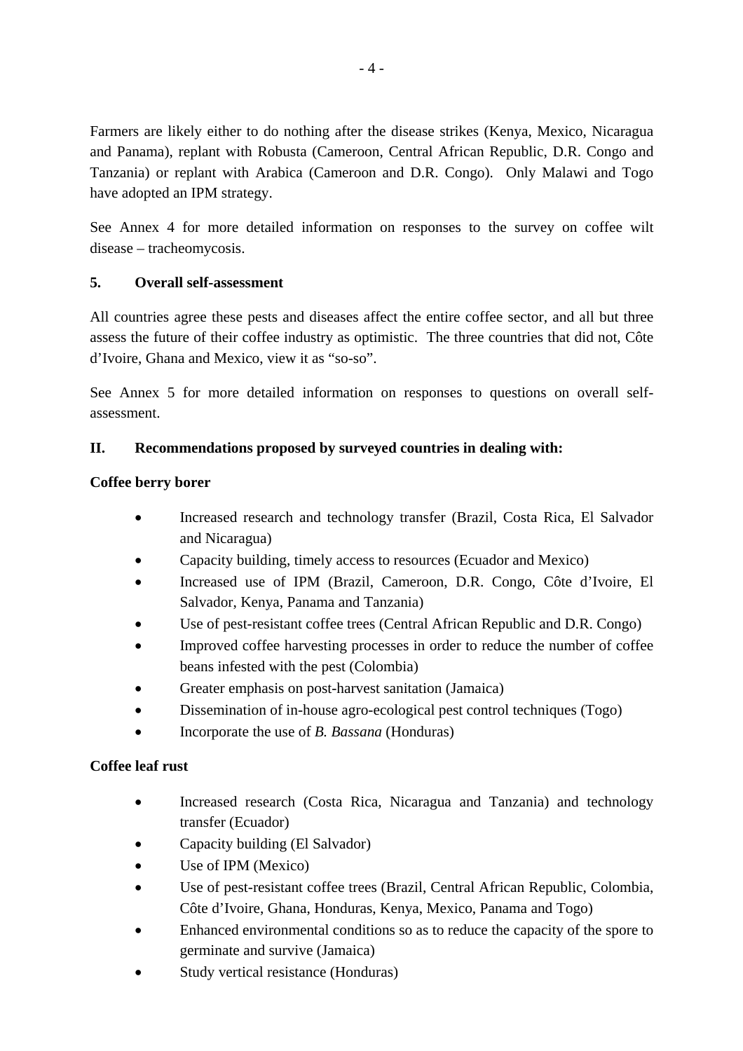Farmers are likely either to do nothing after the disease strikes (Kenya, Mexico, Nicaragua and Panama), replant with Robusta (Cameroon, Central African Republic, D.R. Congo and Tanzania) or replant with Arabica (Cameroon and D.R. Congo). Only Malawi and Togo have adopted an IPM strategy.

See Annex 4 for more detailed information on responses to the survey on coffee wilt disease – tracheomycosis.

### 5. Overall self-assessment

All countries agree these pests and diseases affect the entire coffee sector, and all but three assess the future of their coffee industry as optimistic. The three countries that did not, Côte d'Ivoire, Ghana and Mexico, view it as "so-so".

See Annex 5 for more detailed information on responses to questions on overall self-assessment.

## II. Recommendations proposed by surveyed countries in dealing with:

**Coffee berry borer**

- Increased research and technology transfer (Brazil, Costa Rica, El Salvador and Nicaragua)
- Capacity building, timely access to resources (Ecuador and Mexico)
- Increased use of IPM (Brazil, Cameroon, D.R. Congo, Côte d'Ivoire, El Salvador, Kenya, Panama and Tanzania)
- Use of pest-resistant coffee trees (Central African Republic and D.R. Congo)
- Improved coffee harvesting processes in order to reduce the number of coffee beans infested with the pest (Colombia)
- Greater emphasis on post-harvest sanitation (Jamaica)
- Dissemination of in-house agro-ecological pest control techniques (Togo)
- Incorporate the use of *B. Bassana* (Honduras)

**Coffee leaf rust**

- Increased research (Costa Rica, Nicaragua and Tanzania) and technology transfer (Ecuador)
- Capacity building (El Salvador)
- Use of IPM (Mexico)
- Use of pest-resistant coffee trees (Brazil, Central African Republic, Colombia, Côte d'Ivoire, Ghana, Honduras, Kenya, Mexico, Panama and Togo)
- Enhanced environmental conditions so as to reduce the capacity of the spore to germinate and survive (Jamaica)
- Study vertical resistance (Honduras)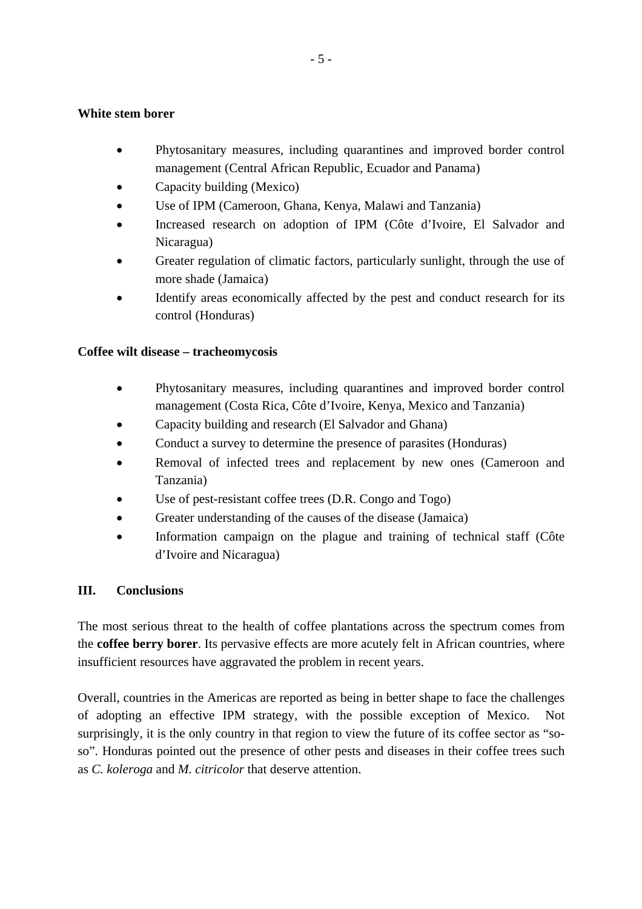**White stem borer**

- Phytosanitary measures, including quarantines and improved border control management (Central African Republic, Ecuador and Panama)
- Capacity building (Mexico)
- Use of IPM (Cameroon, Ghana, Kenya, Malawi and Tanzania)
- Increased research on adoption of IPM (Côte d'Ivoire, El Salvador and Nicaragua)
- Greater regulation of climatic factors, particularly sunlight, through the use of more shade (Jamaica)
- Identify areas economically affected by the pest and conduct research for its control (Honduras)

**Coffee wilt disease – tracheomycosis**

- Phytosanitary measures, including quarantines and improved border control management (Costa Rica, Côte d'Ivoire, Kenya, Mexico and Tanzania)
- Capacity building and research (El Salvador and Ghana)
- Conduct a survey to determine the presence of parasites (Honduras)
- Removal of infected trees and replacement by new ones (Cameroon and Tanzania)
- Use of pest-resistant coffee trees (D.R. Congo and Togo)
- Greater understanding of the causes of the disease (Jamaica)
- Information campaign on the plague and training of technical staff (Côte d'Ivoire and Nicaragua)

## III. Conclusions

The most serious threat to the health of coffee plantations across the spectrum comes from the **coffee berry borer**. Its pervasive effects are more acutely felt in African countries, where insufficient resources have aggravated the problem in recent years.

Overall, countries in the Americas are reported as being in better shape to face the challenges of adopting an effective IPM strategy, with the possible exception of Mexico. Not surprisingly, it is the only country in that region to view the future of its coffee sector as "so-so". Honduras pointed out the presence of other pests and diseases in their coffee trees such as *C. koleroga* and *M. citricolor* that deserve attention.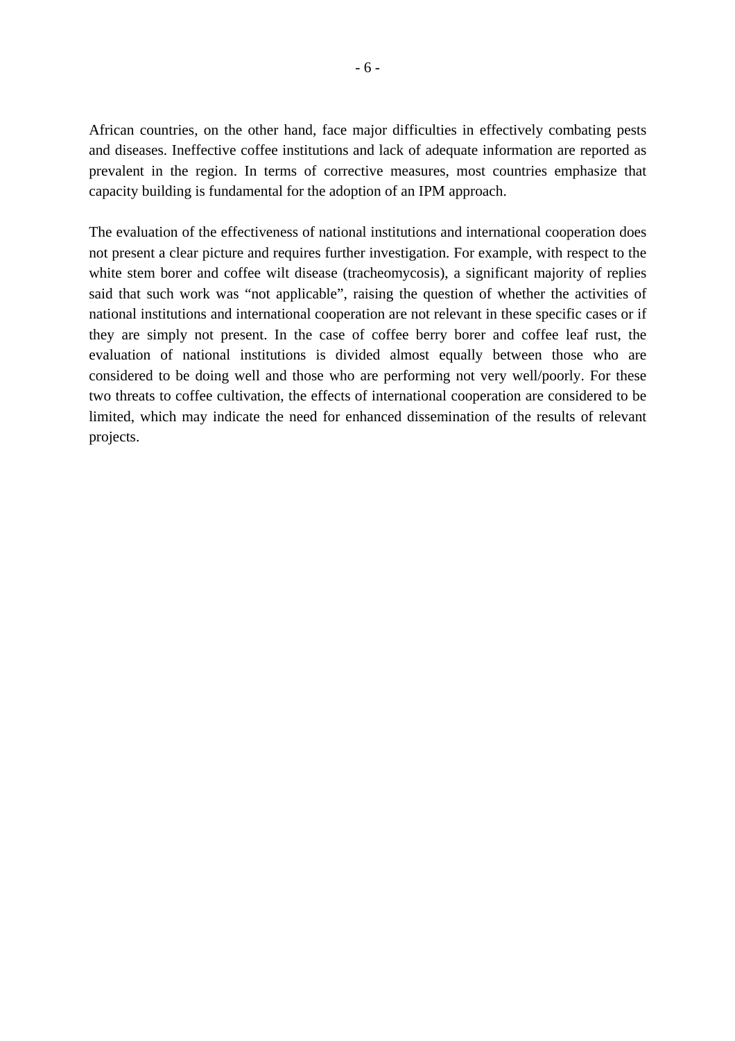African countries, on the other hand, face major difficulties in effectively combating pests and diseases. Ineffective coffee institutions and lack of adequate information are reported as prevalent in the region. In terms of corrective measures, most countries emphasize that capacity building is fundamental for the adoption of an IPM approach.

The evaluation of the effectiveness of national institutions and international cooperation does not present a clear picture and requires further investigation. For example, with respect to the white stem borer and coffee wilt disease (tracheomycosis), a significant majority of replies said that such work was "not applicable", raising the question of whether the activities of national institutions and international cooperation are not relevant in these specific cases or if they are simply not present. In the case of coffee berry borer and coffee leaf rust, the evaluation of national institutions is divided almost equally between those who are considered to be doing well and those who are performing not very well/poorly. For these two threats to coffee cultivation, the effects of international cooperation are considered to be limited, which may indicate the need for enhanced dissemination of the results of relevant projects.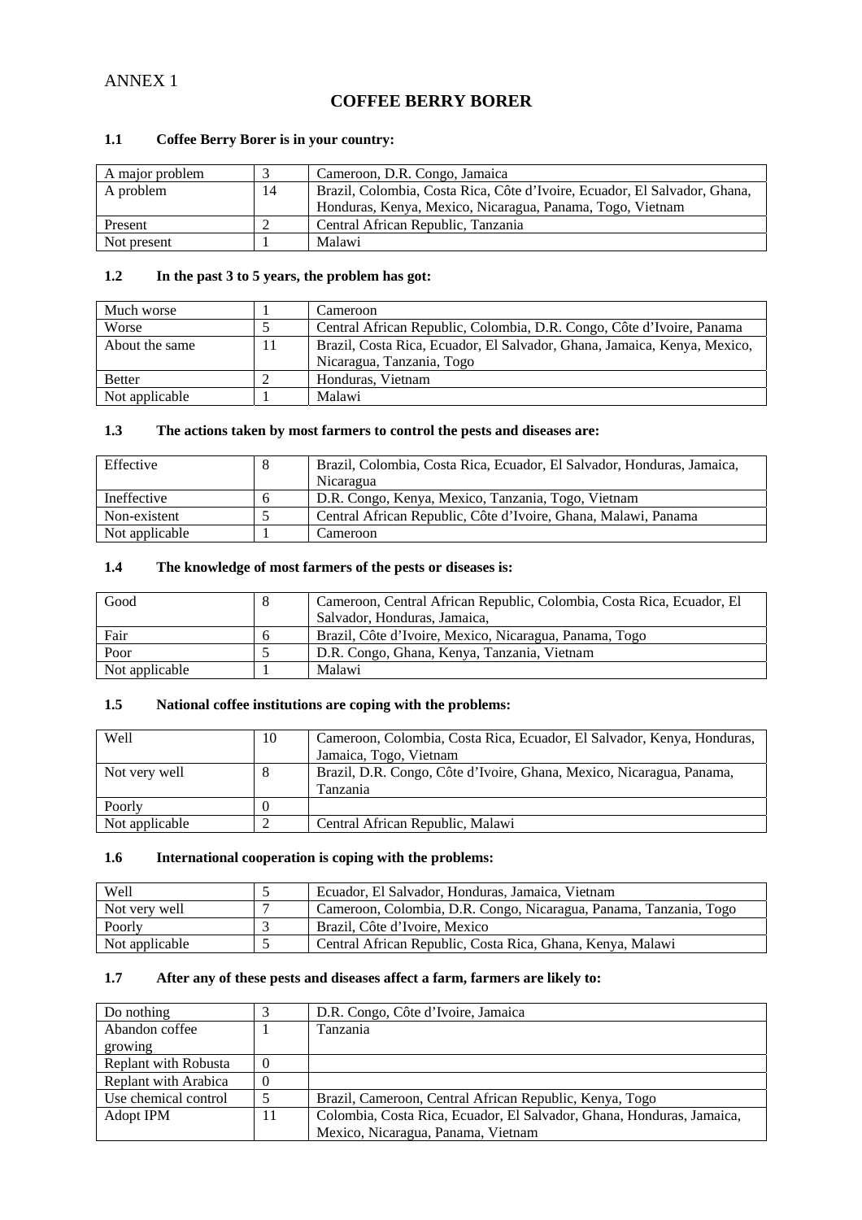ANNEX 1

# COFFEE BERRY BORER

### 1.1 Coffee Berry Borer is in your country:

| | | |
|---|---|---|
| A major problem | 3 | Cameroon, D.R. Congo, Jamaica |
| A problem | 14 | Brazil, Colombia, Costa Rica, Côte d'Ivoire, Ecuador, El Salvador, Ghana, Honduras, Kenya, Mexico, Nicaragua, Panama, Togo, Vietnam |
| Present | 2 | Central African Republic, Tanzania |
| Not present | 1 | Malawi |

### 1.2 In the past 3 to 5 years, the problem has got:

| | | |
|---|---|---|
| Much worse | 1 | Cameroon |
| Worse | 5 | Central African Republic, Colombia, D.R. Congo, Côte d'Ivoire, Panama |
| About the same | 11 | Brazil, Costa Rica, Ecuador, El Salvador, Ghana, Jamaica, Kenya, Mexico, Nicaragua, Tanzania, Togo |
| Better | 2 | Honduras, Vietnam |
| Not applicable | 1 | Malawi |

### 1.3 The actions taken by most farmers to control the pests and diseases are:

| | | |
|---|---|---|
| Effective | 8 | Brazil, Colombia, Costa Rica, Ecuador, El Salvador, Honduras, Jamaica, Nicaragua |
| Ineffective | 6 | D.R. Congo, Kenya, Mexico, Tanzania, Togo, Vietnam |
| Non-existent | 5 | Central African Republic, Côte d'Ivoire, Ghana, Malawi, Panama |
| Not applicable | 1 | Cameroon |

### 1.4 The knowledge of most farmers of the pests or diseases is:

| | | |
|---|---|---|
| Good | 8 | Cameroon, Central African Republic, Colombia, Costa Rica, Ecuador, El Salvador, Honduras, Jamaica, |
| Fair | 6 | Brazil, Côte d'Ivoire, Mexico, Nicaragua, Panama, Togo |
| Poor | 5 | D.R. Congo, Ghana, Kenya, Tanzania, Vietnam |
| Not applicable | 1 | Malawi |

### 1.5 National coffee institutions are coping with the problems:

| | | |
|---|---|---|
| Well | 10 | Cameroon, Colombia, Costa Rica, Ecuador, El Salvador, Kenya, Honduras, Jamaica, Togo, Vietnam |
| Not very well | 8 | Brazil, D.R. Congo, Côte d'Ivoire, Ghana, Mexico, Nicaragua, Panama, Tanzania |
| Poorly | 0 | |
| Not applicable | 2 | Central African Republic, Malawi |

### 1.6 International cooperation is coping with the problems:

| | | |
|---|---|---|
| Well | 5 | Ecuador, El Salvador, Honduras, Jamaica, Vietnam |
| Not very well | 7 | Cameroon, Colombia, D.R. Congo, Nicaragua, Panama, Tanzania, Togo |
| Poorly | 3 | Brazil, Côte d'Ivoire, Mexico |
| Not applicable | 5 | Central African Republic, Costa Rica, Ghana, Kenya, Malawi |

### 1.7 After any of these pests and diseases affect a farm, farmers are likely to:

| | | |
|---|---|---|
| Do nothing | 3 | D.R. Congo, Côte d'Ivoire, Jamaica |
| Abandon coffee growing | 1 | Tanzania |
| Replant with Robusta | 0 | |
| Replant with Arabica | 0 | |
| Use chemical control | 5 | Brazil, Cameroon, Central African Republic, Kenya, Togo |
| Adopt IPM | 11 | Colombia, Costa Rica, Ecuador, El Salvador, Ghana, Honduras, Jamaica, Mexico, Nicaragua, Panama, Vietnam |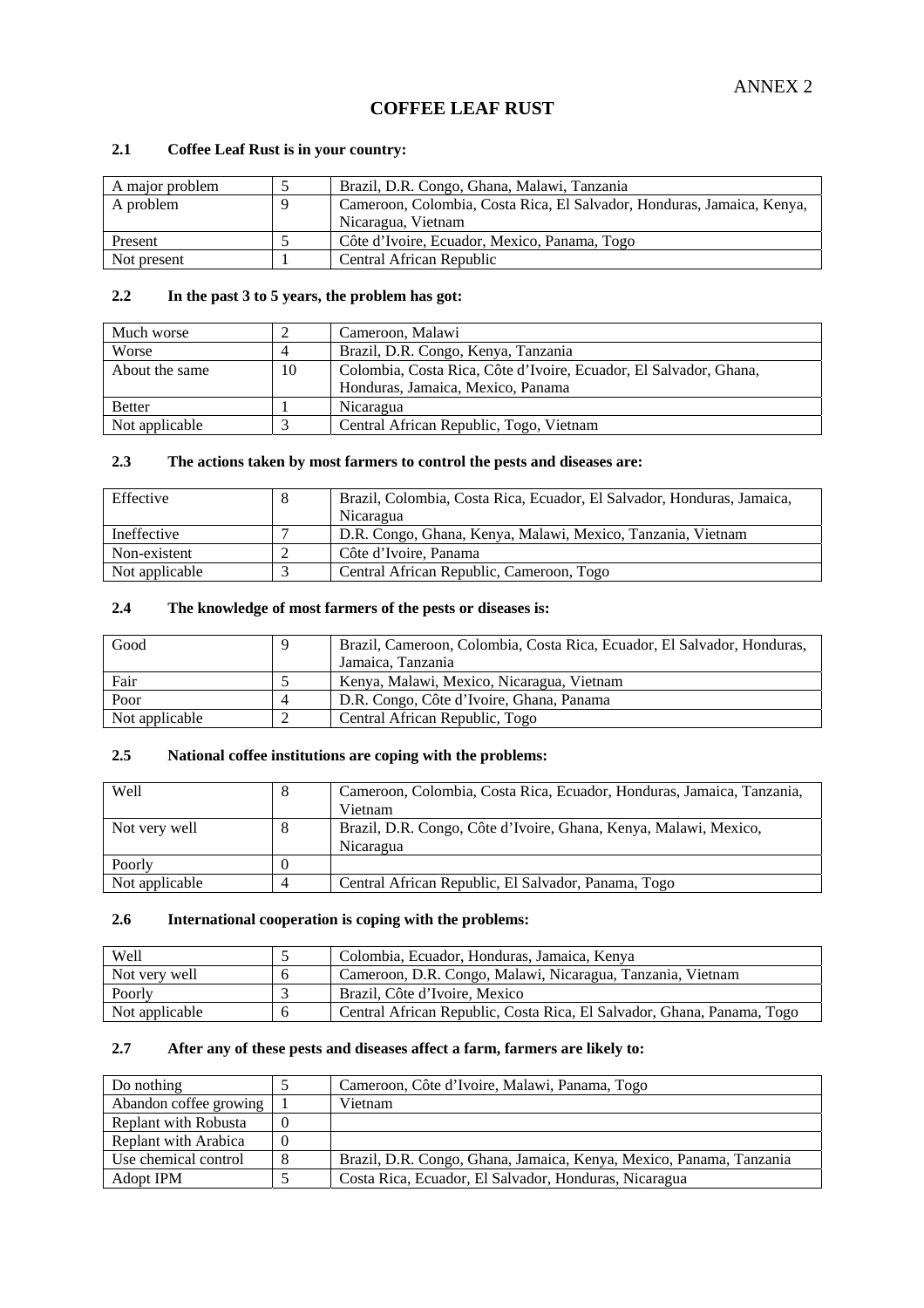ANNEX 2

# COFFEE LEAF RUST

### 2.1 Coffee Leaf Rust is in your country:

| | | |
|---|---|---|
| A major problem | 5 | Brazil, D.R. Congo, Ghana, Malawi, Tanzania |
| A problem | 9 | Cameroon, Colombia, Costa Rica, El Salvador, Honduras, Jamaica, Kenya, Nicaragua, Vietnam |
| Present | 5 | Côte d'Ivoire, Ecuador, Mexico, Panama, Togo |
| Not present | 1 | Central African Republic |

### 2.2 In the past 3 to 5 years, the problem has got:

| | | |
|---|---|---|
| Much worse | 2 | Cameroon, Malawi |
| Worse | 4 | Brazil, D.R. Congo, Kenya, Tanzania |
| About the same | 10 | Colombia, Costa Rica, Côte d'Ivoire, Ecuador, El Salvador, Ghana, Honduras, Jamaica, Mexico, Panama |
| Better | 1 | Nicaragua |
| Not applicable | 3 | Central African Republic, Togo, Vietnam |

### 2.3 The actions taken by most farmers to control the pests and diseases are:

| | | |
|---|---|---|
| Effective | 8 | Brazil, Colombia, Costa Rica, Ecuador, El Salvador, Honduras, Jamaica, Nicaragua |
| Ineffective | 7 | D.R. Congo, Ghana, Kenya, Malawi, Mexico, Tanzania, Vietnam |
| Non-existent | 2 | Côte d'Ivoire, Panama |
| Not applicable | 3 | Central African Republic, Cameroon, Togo |

### 2.4 The knowledge of most farmers of the pests or diseases is:

| | | |
|---|---|---|
| Good | 9 | Brazil, Cameroon, Colombia, Costa Rica, Ecuador, El Salvador, Honduras, Jamaica, Tanzania |
| Fair | 5 | Kenya, Malawi, Mexico, Nicaragua, Vietnam |
| Poor | 4 | D.R. Congo, Côte d'Ivoire, Ghana, Panama |
| Not applicable | 2 | Central African Republic, Togo |

### 2.5 National coffee institutions are coping with the problems:

| | | |
|---|---|---|
| Well | 8 | Cameroon, Colombia, Costa Rica, Ecuador, Honduras, Jamaica, Tanzania, Vietnam |
| Not very well | 8 | Brazil, D.R. Congo, Côte d'Ivoire, Ghana, Kenya, Malawi, Mexico, Nicaragua |
| Poorly | 0 | |
| Not applicable | 4 | Central African Republic, El Salvador, Panama, Togo |

### 2.6 International cooperation is coping with the problems:

| | | |
|---|---|---|
| Well | 5 | Colombia, Ecuador, Honduras, Jamaica, Kenya |
| Not very well | 6 | Cameroon, D.R. Congo, Malawi, Nicaragua, Tanzania, Vietnam |
| Poorly | 3 | Brazil, Côte d'Ivoire, Mexico |
| Not applicable | 6 | Central African Republic, Costa Rica, El Salvador, Ghana, Panama, Togo |

### 2.7 After any of these pests and diseases affect a farm, farmers are likely to:

| | | |
|---|---|---|
| Do nothing | 5 | Cameroon, Côte d'Ivoire, Malawi, Panama, Togo |
| Abandon coffee growing | 1 | Vietnam |
| Replant with Robusta | 0 | |
| Replant with Arabica | 0 | |
| Use chemical control | 8 | Brazil, D.R. Congo, Ghana, Jamaica, Kenya, Mexico, Panama, Tanzania |
| Adopt IPM | 5 | Costa Rica, Ecuador, El Salvador, Honduras, Nicaragua |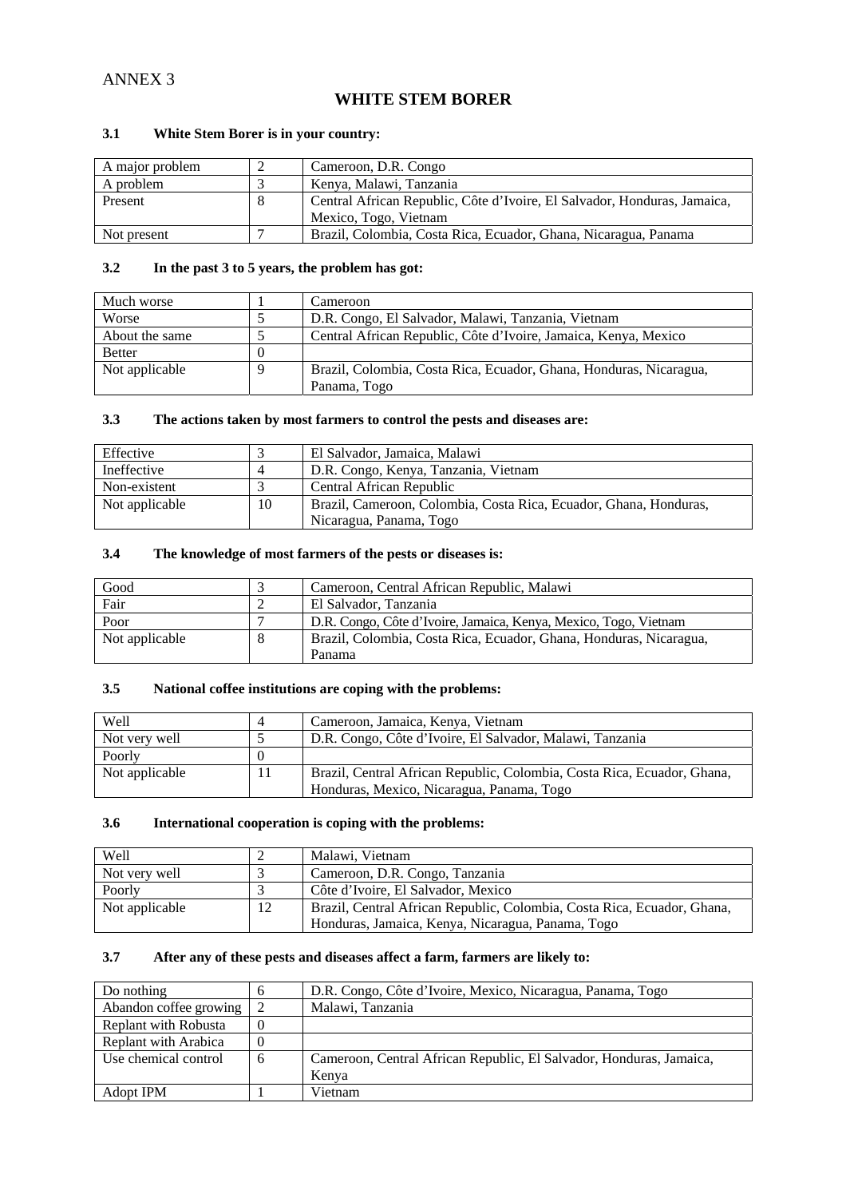ANNEX 3

# WHITE STEM BORER

### 3.1 White Stem Borer is in your country:

| A major problem | 2 | Cameroon, D.R. Congo |
|---|---|---|
| A problem | 3 | Kenya, Malawi, Tanzania |
| Present | 8 | Central African Republic, Côte d'Ivoire, El Salvador, Honduras, Jamaica, Mexico, Togo, Vietnam |
| Not present | 7 | Brazil, Colombia, Costa Rica, Ecuador, Ghana, Nicaragua, Panama |

### 3.2 In the past 3 to 5 years, the problem has got:

| Much worse | 1 | Cameroon |
|---|---|---|
| Worse | 5 | D.R. Congo, El Salvador, Malawi, Tanzania, Vietnam |
| About the same | 5 | Central African Republic, Côte d'Ivoire, Jamaica, Kenya, Mexico |
| Better | 0 | |
| Not applicable | 9 | Brazil, Colombia, Costa Rica, Ecuador, Ghana, Honduras, Nicaragua, Panama, Togo |

### 3.3 The actions taken by most farmers to control the pests and diseases are:

| Effective | 3 | El Salvador, Jamaica, Malawi |
|---|---|---|
| Ineffective | 4 | D.R. Congo, Kenya, Tanzania, Vietnam |
| Non-existent | 3 | Central African Republic |
| Not applicable | 10 | Brazil, Cameroon, Colombia, Costa Rica, Ecuador, Ghana, Honduras, Nicaragua, Panama, Togo |

### 3.4 The knowledge of most farmers of the pests or diseases is:

| Good | 3 | Cameroon, Central African Republic, Malawi |
|---|---|---|
| Fair | 2 | El Salvador, Tanzania |
| Poor | 7 | D.R. Congo, Côte d'Ivoire, Jamaica, Kenya, Mexico, Togo, Vietnam |
| Not applicable | 8 | Brazil, Colombia, Costa Rica, Ecuador, Ghana, Honduras, Nicaragua, Panama |

### 3.5 National coffee institutions are coping with the problems:

| Well | 4 | Cameroon, Jamaica, Kenya, Vietnam |
|---|---|---|
| Not very well | 5 | D.R. Congo, Côte d'Ivoire, El Salvador, Malawi, Tanzania |
| Poorly | 0 | |
| Not applicable | 11 | Brazil, Central African Republic, Colombia, Costa Rica, Ecuador, Ghana, Honduras, Mexico, Nicaragua, Panama, Togo |

### 3.6 International cooperation is coping with the problems:

| Well | 2 | Malawi, Vietnam |
|---|---|---|
| Not very well | 3 | Cameroon, D.R. Congo, Tanzania |
| Poorly | 3 | Côte d'Ivoire, El Salvador, Mexico |
| Not applicable | 12 | Brazil, Central African Republic, Colombia, Costa Rica, Ecuador, Ghana, Honduras, Jamaica, Kenya, Nicaragua, Panama, Togo |

### 3.7 After any of these pests and diseases affect a farm, farmers are likely to:

| Do nothing | 6 | D.R. Congo, Côte d'Ivoire, Mexico, Nicaragua, Panama, Togo |
|---|---|---|
| Abandon coffee growing | 2 | Malawi, Tanzania |
| Replant with Robusta | 0 | |
| Replant with Arabica | 0 | |
| Use chemical control | 6 | Cameroon, Central African Republic, El Salvador, Honduras, Jamaica, Kenya |
| Adopt IPM | 1 | Vietnam |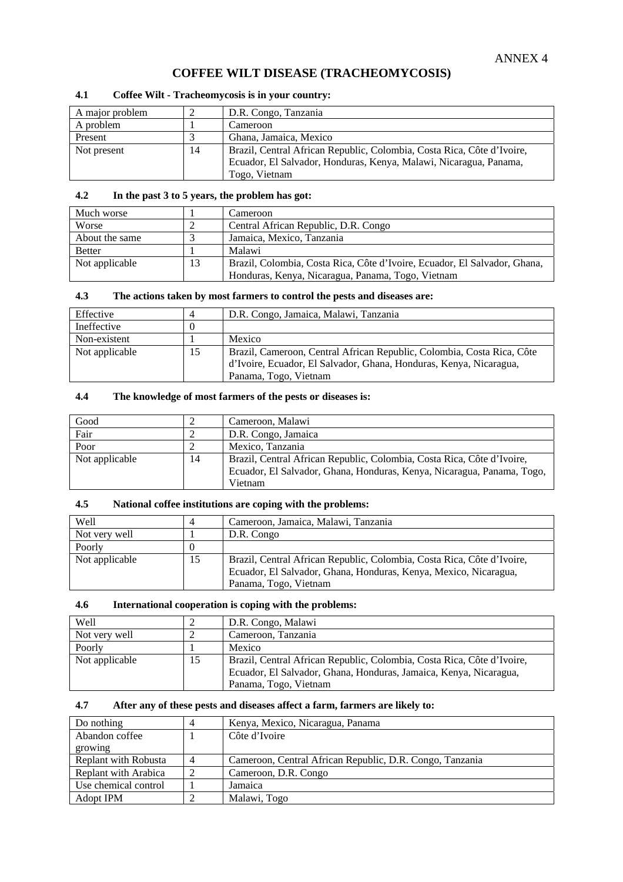ANNEX 4

# COFFEE WILT DISEASE (TRACHEOMYCOSIS)

### 4.1 Coffee Wilt - Tracheomycosis is in your country:

| | | |
|---|---|---|
| A major problem | 2 | D.R. Congo, Tanzania |
| A problem | 1 | Cameroon |
| Present | 3 | Ghana, Jamaica, Mexico |
| Not present | 14 | Brazil, Central African Republic, Colombia, Costa Rica, Côte d'Ivoire, Ecuador, El Salvador, Honduras, Kenya, Malawi, Nicaragua, Panama, Togo, Vietnam |

### 4.2 In the past 3 to 5 years, the problem has got:

| | | |
|---|---|---|
| Much worse | 1 | Cameroon |
| Worse | 2 | Central African Republic, D.R. Congo |
| About the same | 3 | Jamaica, Mexico, Tanzania |
| Better | 1 | Malawi |
| Not applicable | 13 | Brazil, Colombia, Costa Rica, Côte d'Ivoire, Ecuador, El Salvador, Ghana, Honduras, Kenya, Nicaragua, Panama, Togo, Vietnam |

### 4.3 The actions taken by most farmers to control the pests and diseases are:

| | | |
|---|---|---|
| Effective | 4 | D.R. Congo, Jamaica, Malawi, Tanzania |
| Ineffective | 0 | |
| Non-existent | 1 | Mexico |
| Not applicable | 15 | Brazil, Cameroon, Central African Republic, Colombia, Costa Rica, Côte d'Ivoire, Ecuador, El Salvador, Ghana, Honduras, Kenya, Nicaragua, Panama, Togo, Vietnam |

### 4.4 The knowledge of most farmers of the pests or diseases is:

| | | |
|---|---|---|
| Good | 2 | Cameroon, Malawi |
| Fair | 2 | D.R. Congo, Jamaica |
| Poor | 2 | Mexico, Tanzania |
| Not applicable | 14 | Brazil, Central African Republic, Colombia, Costa Rica, Côte d'Ivoire, Ecuador, El Salvador, Ghana, Honduras, Kenya, Nicaragua, Panama, Togo, Vietnam |

### 4.5 National coffee institutions are coping with the problems:

| | | |
|---|---|---|
| Well | 4 | Cameroon, Jamaica, Malawi, Tanzania |
| Not very well | 1 | D.R. Congo |
| Poorly | 0 | |
| Not applicable | 15 | Brazil, Central African Republic, Colombia, Costa Rica, Côte d'Ivoire, Ecuador, El Salvador, Ghana, Honduras, Kenya, Mexico, Nicaragua, Panama, Togo, Vietnam |

### 4.6 International cooperation is coping with the problems:

| | | |
|---|---|---|
| Well | 2 | D.R. Congo, Malawi |
| Not very well | 2 | Cameroon, Tanzania |
| Poorly | 1 | Mexico |
| Not applicable | 15 | Brazil, Central African Republic, Colombia, Costa Rica, Côte d'Ivoire, Ecuador, El Salvador, Ghana, Honduras, Jamaica, Kenya, Nicaragua, Panama, Togo, Vietnam |

### 4.7 After any of these pests and diseases affect a farm, farmers are likely to:

| | | |
|---|---|---|
| Do nothing | 4 | Kenya, Mexico, Nicaragua, Panama |
| Abandon coffee growing | 1 | Côte d'Ivoire |
| Replant with Robusta | 4 | Cameroon, Central African Republic, D.R. Congo, Tanzania |
| Replant with Arabica | 2 | Cameroon, D.R. Congo |
| Use chemical control | 1 | Jamaica |
| Adopt IPM | 2 | Malawi, Togo |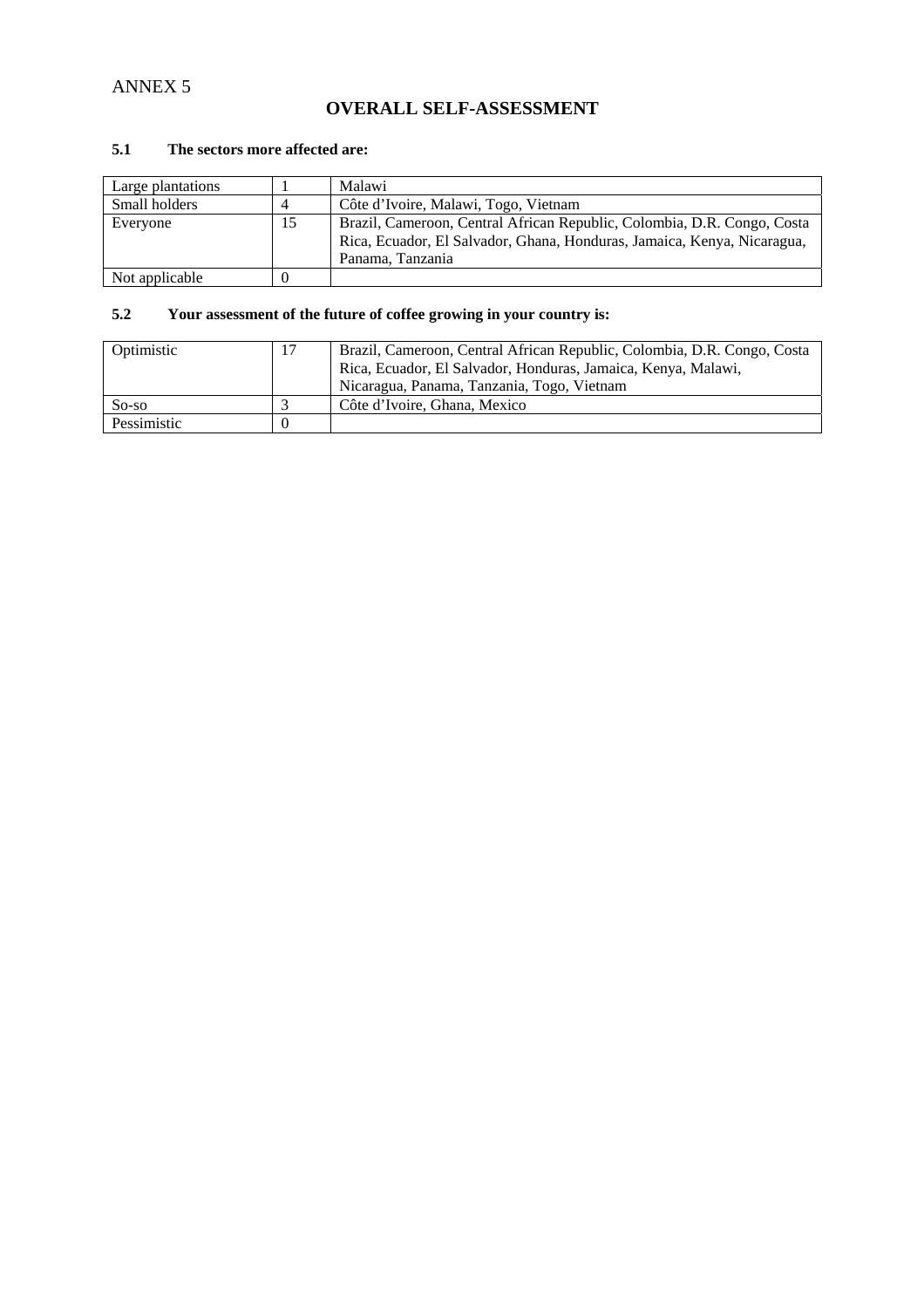ANNEX 5

## OVERALL SELF-ASSESSMENT

### 5.1 The sectors more affected are:

| | | |
|---|---|---|
| Large plantations | 1 | Malawi |
| Small holders | 4 | Côte d'Ivoire, Malawi, Togo, Vietnam |
| Everyone | 15 | Brazil, Cameroon, Central African Republic, Colombia, D.R. Congo, Costa Rica, Ecuador, El Salvador, Ghana, Honduras, Jamaica, Kenya, Nicaragua, Panama, Tanzania |
| Not applicable | 0 | |

### 5.2 Your assessment of the future of coffee growing in your country is:

| | | |
|---|---|---|
| Optimistic | 17 | Brazil, Cameroon, Central African Republic, Colombia, D.R. Congo, Costa Rica, Ecuador, El Salvador, Honduras, Jamaica, Kenya, Malawi, Nicaragua, Panama, Tanzania, Togo, Vietnam |
| So-so | 3 | Côte d'Ivoire, Ghana, Mexico |
| Pessimistic | 0 | |